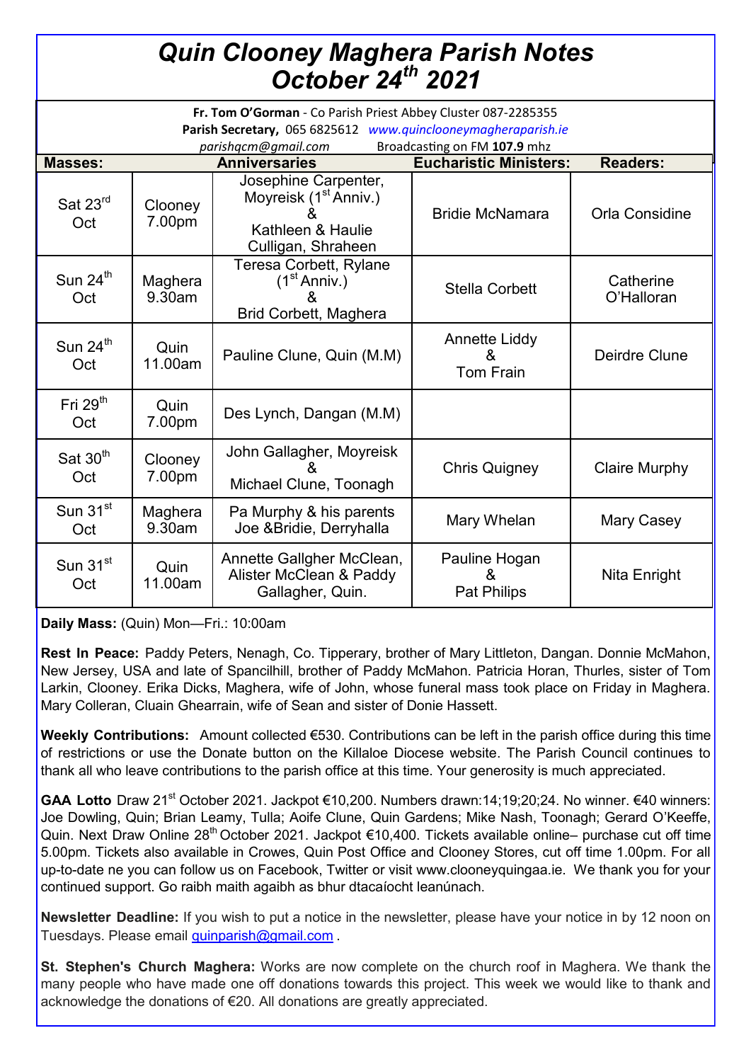# *Quin Clooney Maghera Parish Notes October 24th 2021*

**Fr. Tom O'Gorman** - Co Parish Priest Abbey Cluster 087-2285355
**Parish Secretary,** 065 6825612 *www.quinclooneymagheraparish.ie*
*parishqcm@gmail.com* Broadcasting on FM **107.9** mhz

| Masses: | | Anniversaries | Eucharistic Ministers: | Readers: |
|---|---|---|---|---|
| Sat 23rd Oct | Clooney 7.00pm | Josephine Carpenter, Moyreisk (1st Anniv.) & Kathleen & Haulie Culligan, Shraheen | Bridie McNamara | Orla Considine |
| Sun 24th Oct | Maghera 9.30am | Teresa Corbett, Rylane (1st Anniv.) & Brid Corbett, Maghera | Stella Corbett | Catherine O'Halloran |
| Sun 24th Oct | Quin 11.00am | Pauline Clune, Quin (M.M) | Annette Liddy & Tom Frain | Deirdre Clune |
| Fri 29th Oct | Quin 7.00pm | Des Lynch, Dangan (M.M) | | |
| Sat 30th Oct | Clooney 7.00pm | John Gallagher, Moyreisk & Michael Clune, Toonagh | Chris Quigney | Claire Murphy |
| Sun 31st Oct | Maghera 9.30am | Pa Murphy & his parents Joe &Bridie, Derryhalla | Mary Whelan | Mary Casey |
| Sun 31st Oct | Quin 11.00am | Annette Gallgher McClean, Alister McClean & Paddy Gallagher, Quin. | Pauline Hogan & Pat Philips | Nita Enright |

**Daily Mass:** (Quin) Mon—Fri.: 10:00am

**Rest In Peace:** Paddy Peters, Nenagh, Co. Tipperary, brother of Mary Littleton, Dangan. Donnie McMahon, New Jersey, USA and late of Spancilhill, brother of Paddy McMahon. Patricia Horan, Thurles, sister of Tom Larkin, Clooney. Erika Dicks, Maghera, wife of John, whose funeral mass took place on Friday in Maghera. Mary Colleran, Cluain Ghearrain, wife of Sean and sister of Donie Hassett.

**Weekly Contributions:** Amount collected €530. Contributions can be left in the parish office during this time of restrictions or use the Donate button on the Killaloe Diocese website. The Parish Council continues to thank all who leave contributions to the parish office at this time. Your generosity is much appreciated.

**GAA Lotto** Draw 21st October 2021. Jackpot €10,200. Numbers drawn:14;19;20;24. No winner. €40 winners: Joe Dowling, Quin; Brian Leamy, Tulla; Aoife Clune, Quin Gardens; Mike Nash, Toonagh; Gerard O'Keeffe, Quin. Next Draw Online 28th October 2021. Jackpot €10,400. Tickets available online– purchase cut off time 5.00pm. Tickets also available in Crowes, Quin Post Office and Clooney Stores, cut off time 1.00pm. For all up-to-date ne you can follow us on Facebook, Twitter or visit www.clooneyquingaa.ie. We thank you for your continued support. Go raibh maith agaibh as bhur dtacaíocht leanúnach.

**Newsletter Deadline:** If you wish to put a notice in the newsletter, please have your notice in by 12 noon on Tuesdays. Please email quinparish@gmail.com .

**St. Stephen's Church Maghera:** Works are now complete on the church roof in Maghera. We thank the many people who have made one off donations towards this project. This week we would like to thank and acknowledge the donations of €20. All donations are greatly appreciated.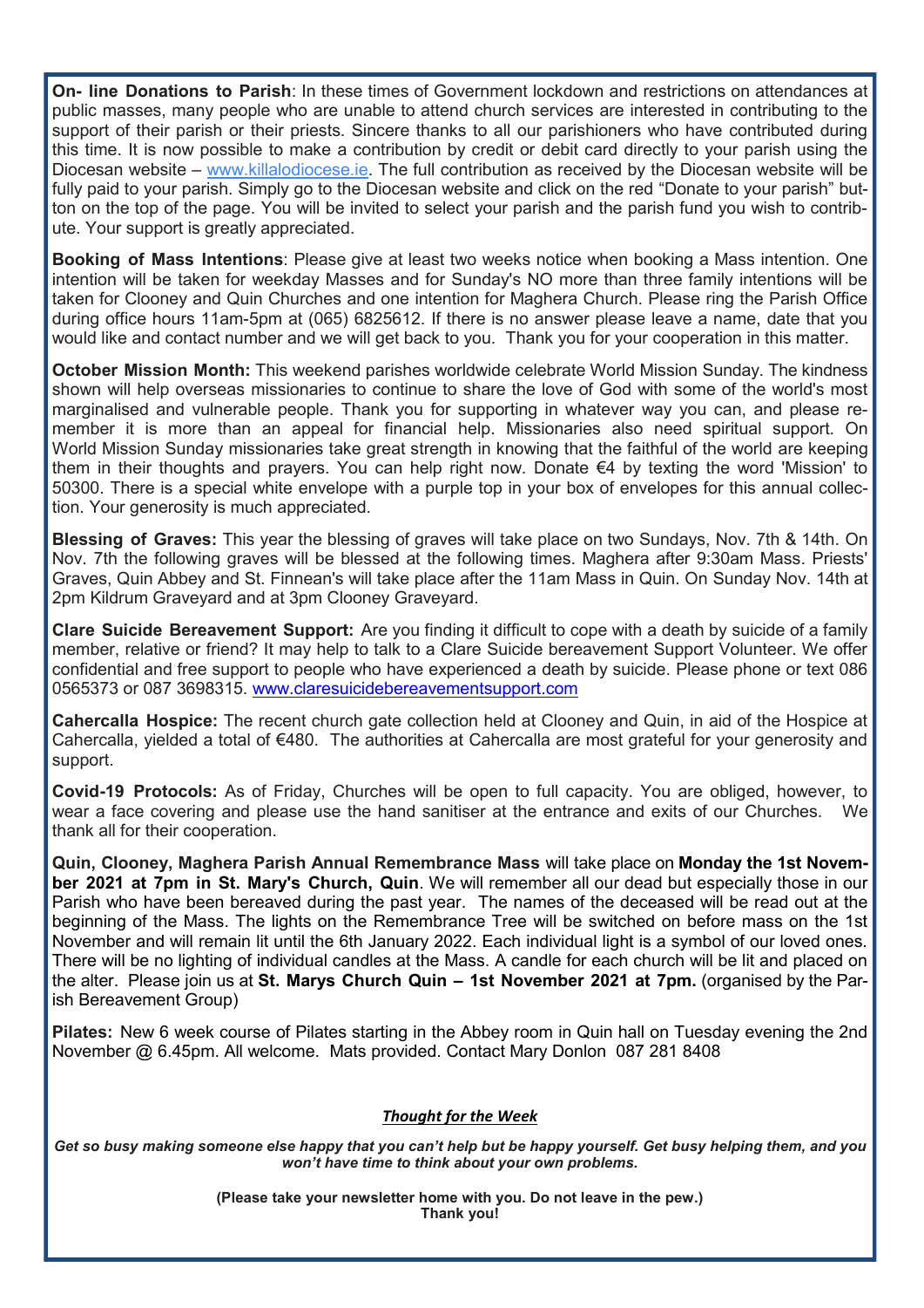**On- line Donations to Parish**: In these times of Government lockdown and restrictions on attendances at public masses, many people who are unable to attend church services are interested in contributing to the support of their parish or their priests. Sincere thanks to all our parishioners who have contributed during this time. It is now possible to make a contribution by credit or debit card directly to your parish using the Diocesan website – www.killalodiocese.ie. The full contribution as received by the Diocesan website will be fully paid to your parish. Simply go to the Diocesan website and click on the red "Donate to your parish" button on the top of the page. You will be invited to select your parish and the parish fund you wish to contribute. Your support is greatly appreciated.

**Booking of Mass Intentions**: Please give at least two weeks notice when booking a Mass intention. One intention will be taken for weekday Masses and for Sunday's NO more than three family intentions will be taken for Clooney and Quin Churches and one intention for Maghera Church. Please ring the Parish Office during office hours 11am-5pm at (065) 6825612. If there is no answer please leave a name, date that you would like and contact number and we will get back to you. Thank you for your cooperation in this matter.

**October Mission Month:** This weekend parishes worldwide celebrate World Mission Sunday. The kindness shown will help overseas missionaries to continue to share the love of God with some of the world's most marginalised and vulnerable people. Thank you for supporting in whatever way you can, and please remember it is more than an appeal for financial help. Missionaries also need spiritual support. On World Mission Sunday missionaries take great strength in knowing that the faithful of the world are keeping them in their thoughts and prayers. You can help right now. Donate €4 by texting the word 'Mission' to 50300. There is a special white envelope with a purple top in your box of envelopes for this annual collection. Your generosity is much appreciated.

**Blessing of Graves:** This year the blessing of graves will take place on two Sundays, Nov. 7th & 14th. On Nov. 7th the following graves will be blessed at the following times. Maghera after 9:30am Mass. Priests' Graves, Quin Abbey and St. Finnean's will take place after the 11am Mass in Quin. On Sunday Nov. 14th at 2pm Kildrum Graveyard and at 3pm Clooney Graveyard.

**Clare Suicide Bereavement Support:** Are you finding it difficult to cope with a death by suicide of a family member, relative or friend? It may help to talk to a Clare Suicide bereavement Support Volunteer. We offer confidential and free support to people who have experienced a death by suicide. Please phone or text 086 0565373 or 087 3698315. www.claresuicidebereavementsupport.com

**Cahercalla Hospice:** The recent church gate collection held at Clooney and Quin, in aid of the Hospice at Cahercalla, yielded a total of €480. The authorities at Cahercalla are most grateful for your generosity and support.

**Covid-19 Protocols:** As of Friday, Churches will be open to full capacity. You are obliged, however, to wear a face covering and please use the hand sanitiser at the entrance and exits of our Churches. We thank all for their cooperation.

**Quin, Clooney, Maghera Parish Annual Remembrance Mass** will take place on **Monday the 1st November 2021 at 7pm in St. Mary's Church, Quin**. We will remember all our dead but especially those in our Parish who have been bereaved during the past year. The names of the deceased will be read out at the beginning of the Mass. The lights on the Remembrance Tree will be switched on before mass on the 1st November and will remain lit until the 6th January 2022. Each individual light is a symbol of our loved ones. There will be no lighting of individual candles at the Mass. A candle for each church will be lit and placed on the alter. Please join us at **St. Marys Church Quin – 1st November 2021 at 7pm.** (organised by the Parish Bereavement Group)

**Pilates:** New 6 week course of Pilates starting in the Abbey room in Quin hall on Tuesday evening the 2nd November @ 6.45pm. All welcome. Mats provided. Contact Mary Donlon 087 281 8408

***Thought for the Week***

***Get so busy making someone else happy that you can't help but be happy yourself. Get busy helping them, and you won't have time to think about your own problems.***

**(Please take your newsletter home with you. Do not leave in the pew.)**
**Thank you!**